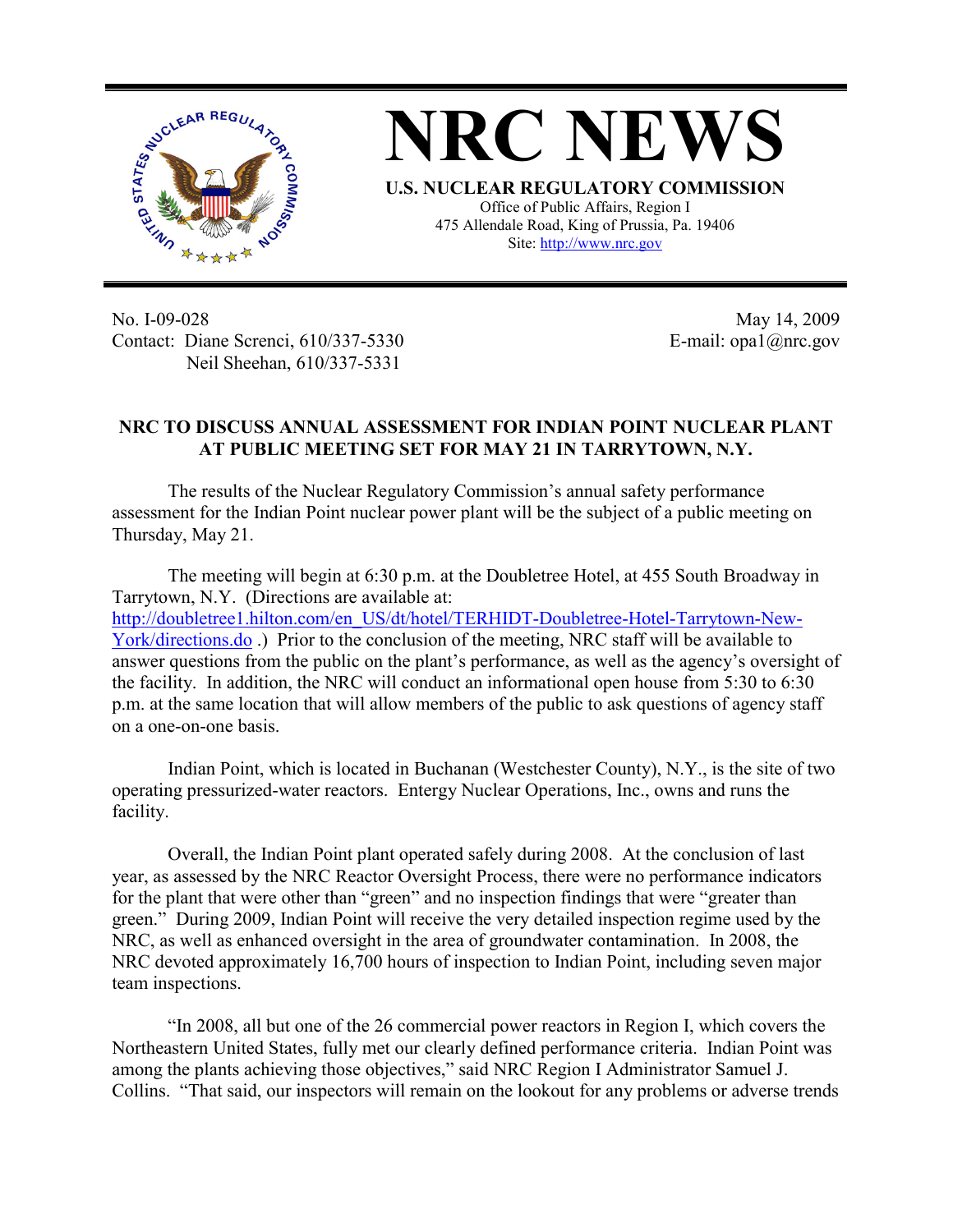# NRC NEWS

**U.S. NUCLEAR REGULATORY COMMISSION**
Office of Public Affairs, Region I
475 Allendale Road, King of Prussia, Pa. 19406
Site: http://www.nrc.gov

No. I-09-028
Contact: Diane Screnci, 610/337-5330
Neil Sheehan, 610/337-5331

May 14, 2009
E-mail: opa1@nrc.gov

## NRC TO DISCUSS ANNUAL ASSESSMENT FOR INDIAN POINT NUCLEAR PLANT AT PUBLIC MEETING SET FOR MAY 21 IN TARRYTOWN, N.Y.

The results of the Nuclear Regulatory Commission's annual safety performance assessment for the Indian Point nuclear power plant will be the subject of a public meeting on Thursday, May 21.

The meeting will begin at 6:30 p.m. at the Doubletree Hotel, at 455 South Broadway in Tarrytown, N.Y. (Directions are available at: http://doubletree1.hilton.com/en_US/dt/hotel/TERHIDT-Doubletree-Hotel-Tarrytown-New-York/directions.do .) Prior to the conclusion of the meeting, NRC staff will be available to answer questions from the public on the plant's performance, as well as the agency's oversight of the facility. In addition, the NRC will conduct an informational open house from 5:30 to 6:30 p.m. at the same location that will allow members of the public to ask questions of agency staff on a one-on-one basis.

Indian Point, which is located in Buchanan (Westchester County), N.Y., is the site of two operating pressurized-water reactors. Entergy Nuclear Operations, Inc., owns and runs the facility.

Overall, the Indian Point plant operated safely during 2008. At the conclusion of last year, as assessed by the NRC Reactor Oversight Process, there were no performance indicators for the plant that were other than "green" and no inspection findings that were "greater than green." During 2009, Indian Point will receive the very detailed inspection regime used by the NRC, as well as enhanced oversight in the area of groundwater contamination. In 2008, the NRC devoted approximately 16,700 hours of inspection to Indian Point, including seven major team inspections.

"In 2008, all but one of the 26 commercial power reactors in Region I, which covers the Northeastern United States, fully met our clearly defined performance criteria. Indian Point was among the plants achieving those objectives," said NRC Region I Administrator Samuel J. Collins. "That said, our inspectors will remain on the lookout for any problems or adverse trends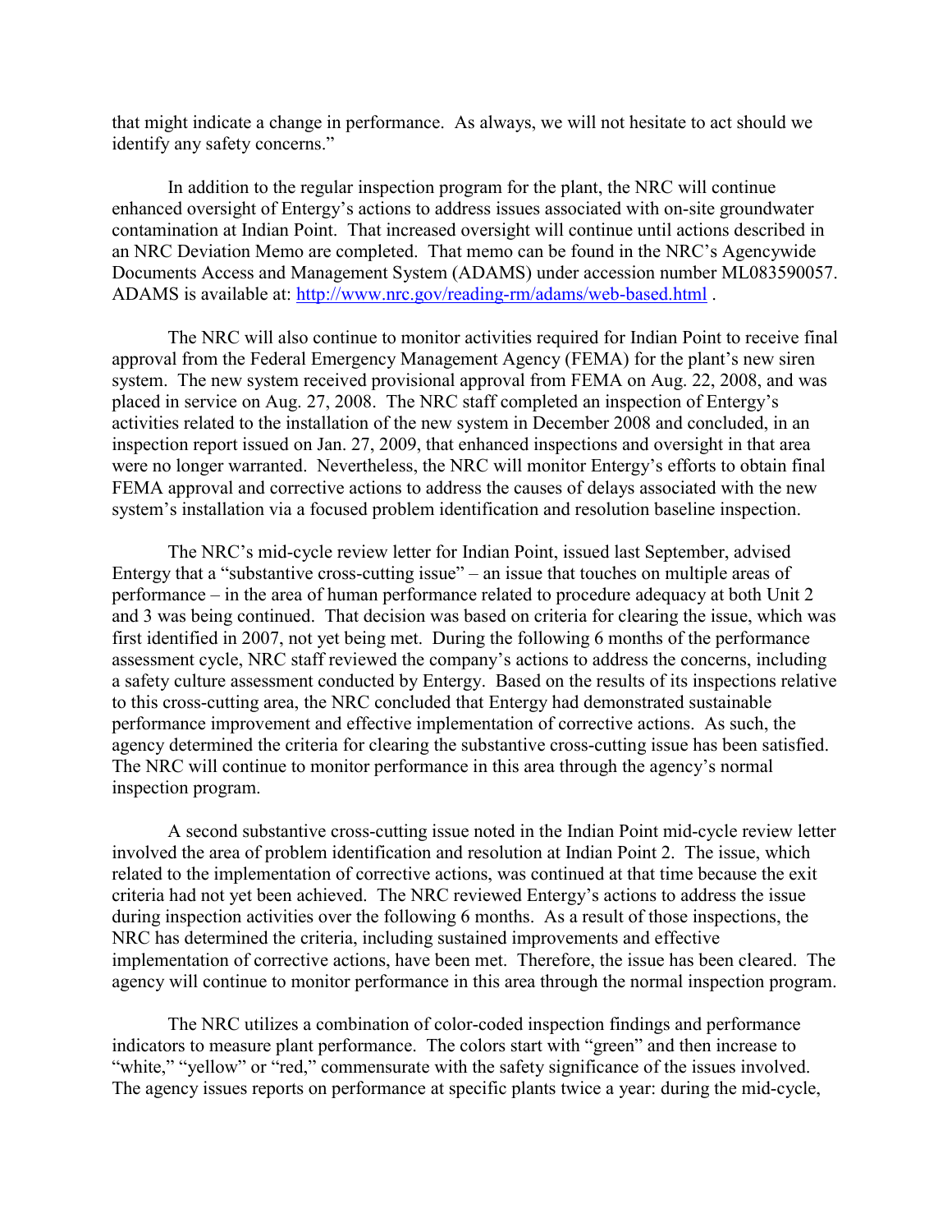that might indicate a change in performance. As always, we will not hesitate to act should we identify any safety concerns."

In addition to the regular inspection program for the plant, the NRC will continue enhanced oversight of Entergy's actions to address issues associated with on-site groundwater contamination at Indian Point. That increased oversight will continue until actions described in an NRC Deviation Memo are completed. That memo can be found in the NRC's Agencywide Documents Access and Management System (ADAMS) under accession number ML083590057. ADAMS is available at: http://www.nrc.gov/reading-rm/adams/web-based.html .

The NRC will also continue to monitor activities required for Indian Point to receive final approval from the Federal Emergency Management Agency (FEMA) for the plant's new siren system. The new system received provisional approval from FEMA on Aug. 22, 2008, and was placed in service on Aug. 27, 2008. The NRC staff completed an inspection of Entergy's activities related to the installation of the new system in December 2008 and concluded, in an inspection report issued on Jan. 27, 2009, that enhanced inspections and oversight in that area were no longer warranted. Nevertheless, the NRC will monitor Entergy's efforts to obtain final FEMA approval and corrective actions to address the causes of delays associated with the new system's installation via a focused problem identification and resolution baseline inspection.

The NRC's mid-cycle review letter for Indian Point, issued last September, advised Entergy that a "substantive cross-cutting issue" – an issue that touches on multiple areas of performance – in the area of human performance related to procedure adequacy at both Unit 2 and 3 was being continued. That decision was based on criteria for clearing the issue, which was first identified in 2007, not yet being met. During the following 6 months of the performance assessment cycle, NRC staff reviewed the company's actions to address the concerns, including a safety culture assessment conducted by Entergy. Based on the results of its inspections relative to this cross-cutting area, the NRC concluded that Entergy had demonstrated sustainable performance improvement and effective implementation of corrective actions. As such, the agency determined the criteria for clearing the substantive cross-cutting issue has been satisfied. The NRC will continue to monitor performance in this area through the agency's normal inspection program.

A second substantive cross-cutting issue noted in the Indian Point mid-cycle review letter involved the area of problem identification and resolution at Indian Point 2. The issue, which related to the implementation of corrective actions, was continued at that time because the exit criteria had not yet been achieved. The NRC reviewed Entergy's actions to address the issue during inspection activities over the following 6 months. As a result of those inspections, the NRC has determined the criteria, including sustained improvements and effective implementation of corrective actions, have been met. Therefore, the issue has been cleared. The agency will continue to monitor performance in this area through the normal inspection program.

The NRC utilizes a combination of color-coded inspection findings and performance indicators to measure plant performance. The colors start with "green" and then increase to "white," "yellow" or "red," commensurate with the safety significance of the issues involved. The agency issues reports on performance at specific plants twice a year: during the mid-cycle,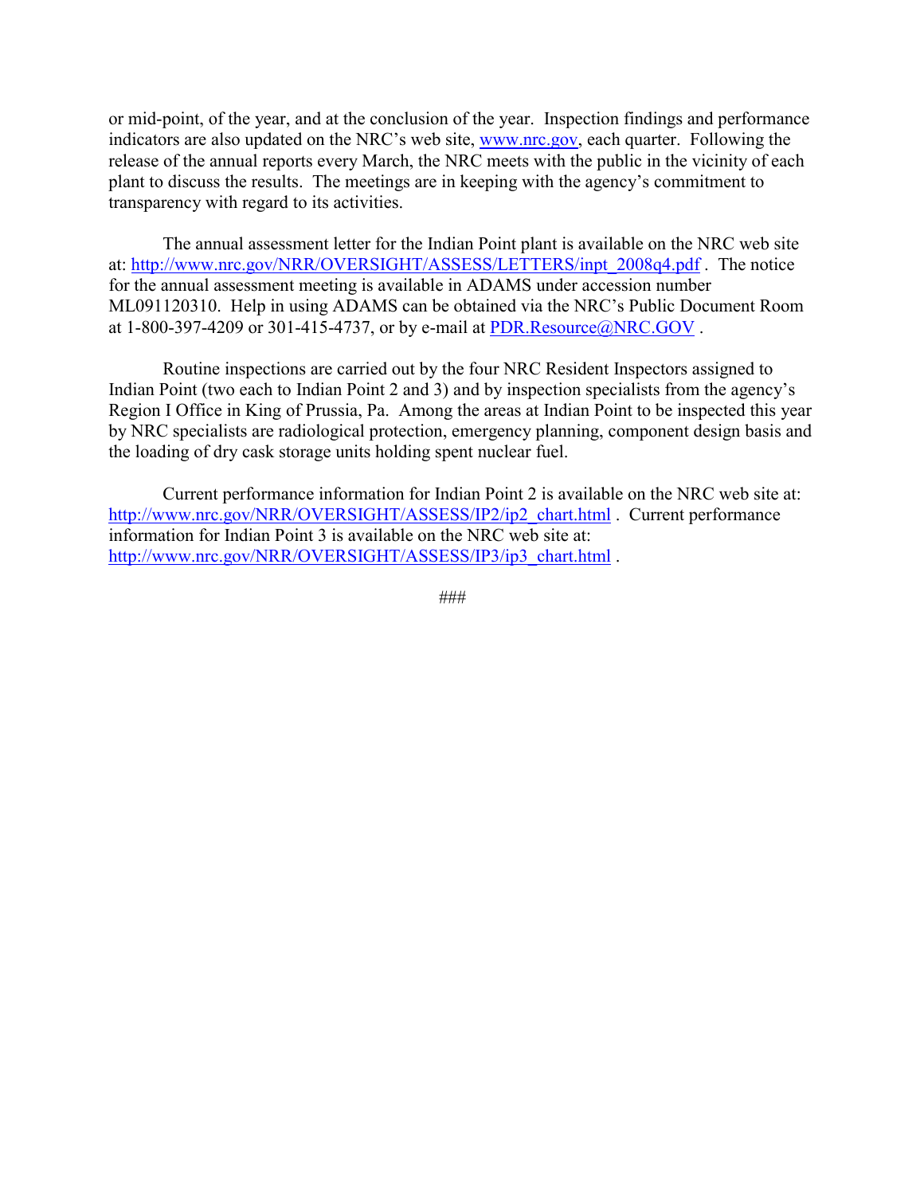or mid-point, of the year, and at the conclusion of the year. Inspection findings and performance indicators are also updated on the NRC's web site, www.nrc.gov, each quarter. Following the release of the annual reports every March, the NRC meets with the public in the vicinity of each plant to discuss the results. The meetings are in keeping with the agency's commitment to transparency with regard to its activities.

The annual assessment letter for the Indian Point plant is available on the NRC web site at: http://www.nrc.gov/NRR/OVERSIGHT/ASSESS/LETTERS/inpt_2008q4.pdf . The notice for the annual assessment meeting is available in ADAMS under accession number ML091120310. Help in using ADAMS can be obtained via the NRC's Public Document Room at 1-800-397-4209 or 301-415-4737, or by e-mail at PDR.Resource@NRC.GOV .

Routine inspections are carried out by the four NRC Resident Inspectors assigned to Indian Point (two each to Indian Point 2 and 3) and by inspection specialists from the agency's Region I Office in King of Prussia, Pa. Among the areas at Indian Point to be inspected this year by NRC specialists are radiological protection, emergency planning, component design basis and the loading of dry cask storage units holding spent nuclear fuel.

Current performance information for Indian Point 2 is available on the NRC web site at: http://www.nrc.gov/NRR/OVERSIGHT/ASSESS/IP2/ip2_chart.html . Current performance information for Indian Point 3 is available on the NRC web site at: http://www.nrc.gov/NRR/OVERSIGHT/ASSESS/IP3/ip3_chart.html .

###